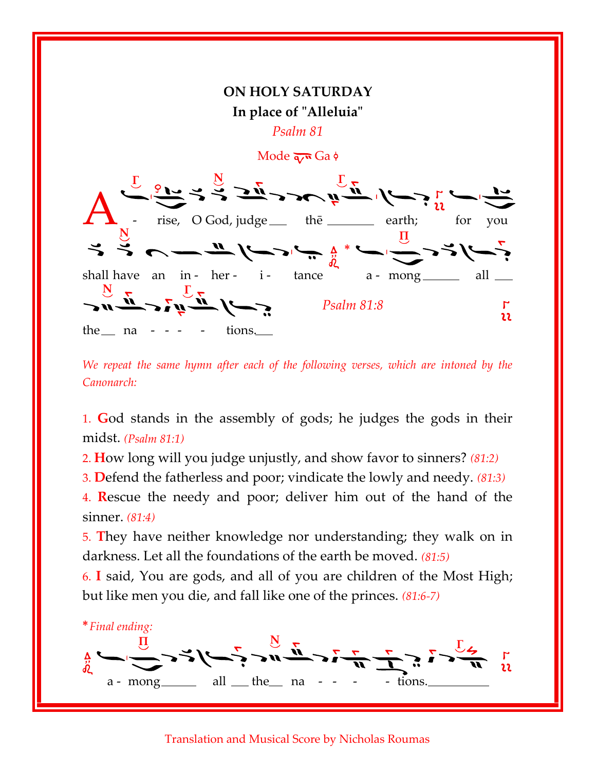**ON HOLY SATURDAY**

**In place of "Alleluia"**

*Psalm 81*

Mode Ga

A - rise, O God, judge the earth; for you shall have an in - her - i - tance * a - mong all the na - - - - tions.

*Psalm 81:8*

*We repeat the same hymn after each of the following verses, which are intoned by the Canonarch:*

1. **G**od stands in the assembly of gods; he judges the gods in their midst. *(Psalm 81:1)*
2. **H**ow long will you judge unjustly, and show favor to sinners? *(81:2)*
3. **D**efend the fatherless and poor; vindicate the lowly and needy. *(81:3)*
4. **R**escue the needy and poor; deliver him out of the hand of the sinner. *(81:4)*
5. **T**hey have neither knowledge nor understanding; they walk on in darkness. Let all the foundations of the earth be moved. *(81:5)*
6. **I** said, You are gods, and all of you are children of the Most High; but like men you die, and fall like one of the princes. *(81:6-7)*

* *Final ending:*

a - mong all the na - - - - tions.

Translation and Musical Score by Nicholas Roumas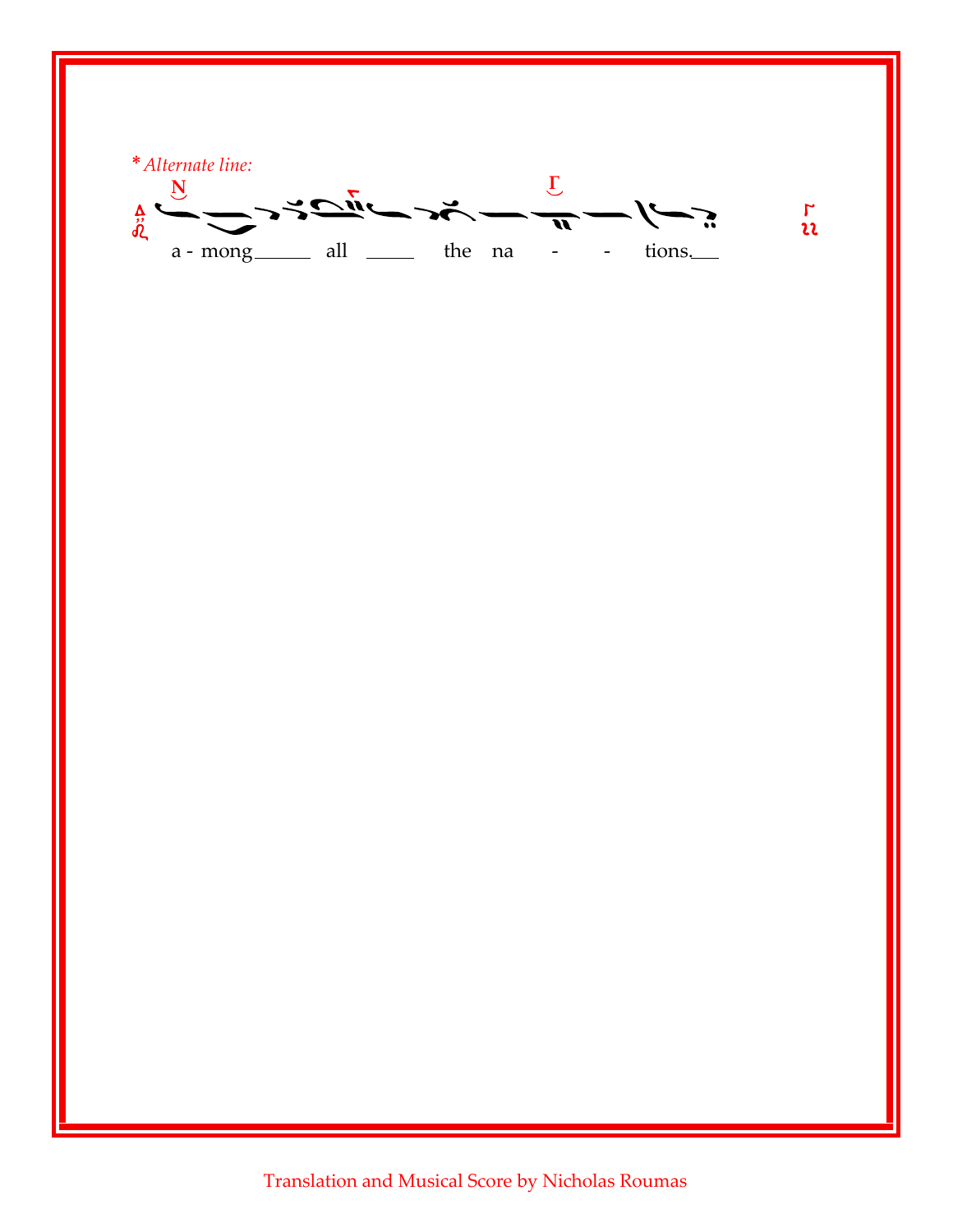*\* Alternate line:*

a - mong_____ all _____ the na - - tions.__

Translation and Musical Score by Nicholas Roumas